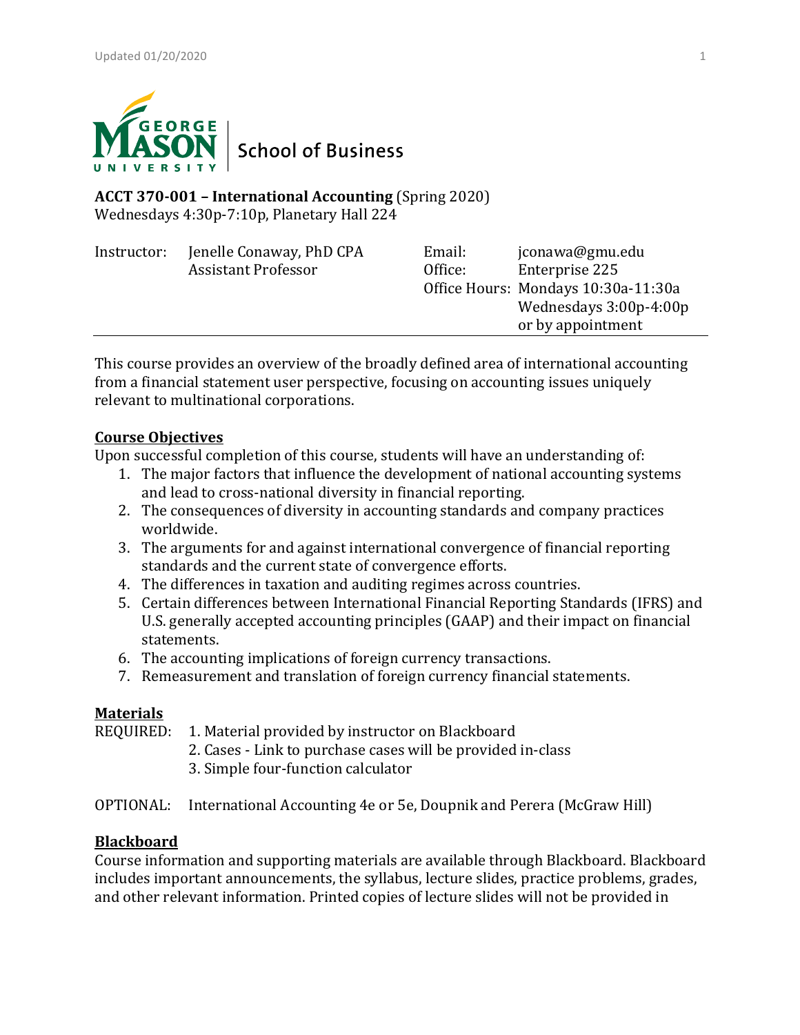School of Business

**ACCT 370-001 – International Accounting** (Spring 2020)
Wednesdays 4:30p-7:10p, Planetary Hall 224

| Instructor: | Jenelle Conaway, PhD CPA<br>Assistant Professor | Email: | jconawa@gmu.edu |
|---|---|---|---|
| | | Office: | Enterprise 225 |
| | | Office Hours: | Mondays 10:30a-11:30a<br>Wednesdays 3:00p-4:00p<br>or by appointment |

This course provides an overview of the broadly defined area of international accounting from a financial statement user perspective, focusing on accounting issues uniquely relevant to multinational corporations.

## Course Objectives

Upon successful completion of this course, students will have an understanding of:

1. The major factors that influence the development of national accounting systems and lead to cross-national diversity in financial reporting.
2. The consequences of diversity in accounting standards and company practices worldwide.
3. The arguments for and against international convergence of financial reporting standards and the current state of convergence efforts.
4. The differences in taxation and auditing regimes across countries.
5. Certain differences between International Financial Reporting Standards (IFRS) and U.S. generally accepted accounting principles (GAAP) and their impact on financial statements.
6. The accounting implications of foreign currency transactions.
7. Remeasurement and translation of foreign currency financial statements.

## Materials

REQUIRED:
1. Material provided by instructor on Blackboard
2. Cases - Link to purchase cases will be provided in-class
3. Simple four-function calculator

OPTIONAL: International Accounting 4e or 5e, Doupnik and Perera (McGraw Hill)

## Blackboard

Course information and supporting materials are available through Blackboard. Blackboard includes important announcements, the syllabus, lecture slides, practice problems, grades, and other relevant information. Printed copies of lecture slides will not be provided in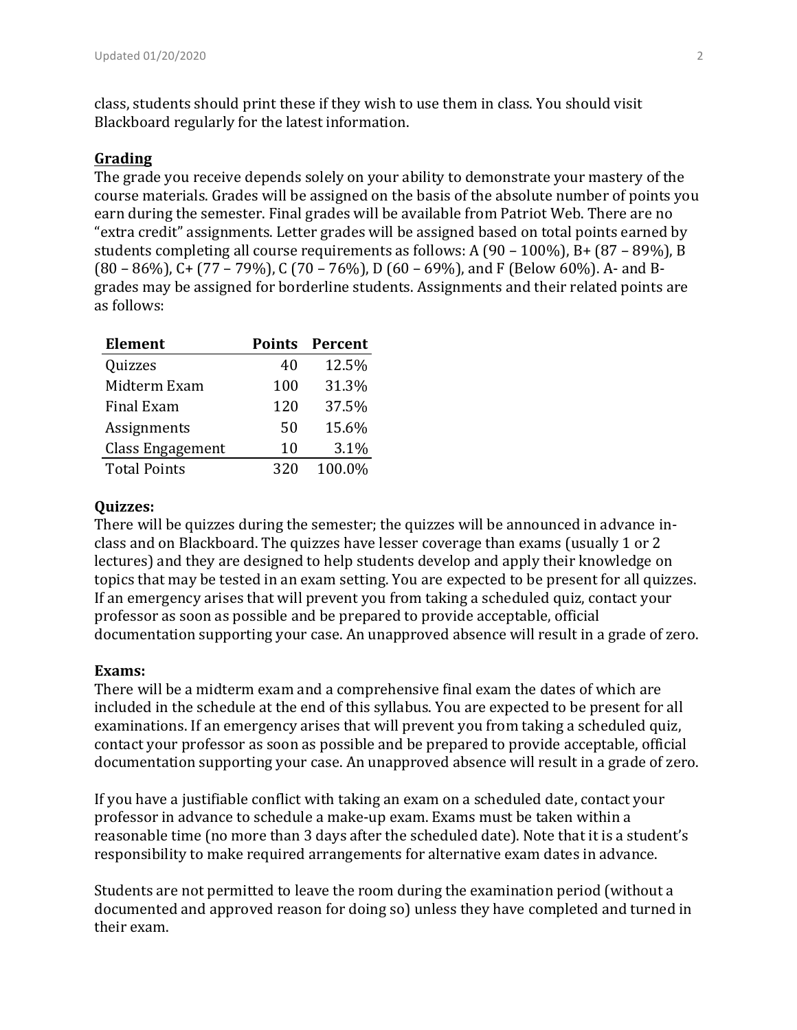class, students should print these if they wish to use them in class. You should visit Blackboard regularly for the latest information.

## Grading

The grade you receive depends solely on your ability to demonstrate your mastery of the course materials. Grades will be assigned on the basis of the absolute number of points you earn during the semester. Final grades will be available from Patriot Web. There are no "extra credit" assignments. Letter grades will be assigned based on total points earned by students completing all course requirements as follows: A (90 – 100%), B+ (87 – 89%), B (80 – 86%), C+ (77 – 79%), C (70 – 76%), D (60 – 69%), and F (Below 60%). A- and B- grades may be assigned for borderline students. Assignments and their related points are as follows:

| Element | Points | Percent |
|---|---|---|
| Quizzes | 40 | 12.5% |
| Midterm Exam | 100 | 31.3% |
| Final Exam | 120 | 37.5% |
| Assignments | 50 | 15.6% |
| Class Engagement | 10 | 3.1% |
| Total Points | 320 | 100.0% |

### Quizzes:

There will be quizzes during the semester; the quizzes will be announced in advance in-class and on Blackboard. The quizzes have lesser coverage than exams (usually 1 or 2 lectures) and they are designed to help students develop and apply their knowledge on topics that may be tested in an exam setting. You are expected to be present for all quizzes. If an emergency arises that will prevent you from taking a scheduled quiz, contact your professor as soon as possible and be prepared to provide acceptable, official documentation supporting your case. An unapproved absence will result in a grade of zero.

### Exams:

There will be a midterm exam and a comprehensive final exam the dates of which are included in the schedule at the end of this syllabus. You are expected to be present for all examinations. If an emergency arises that will prevent you from taking a scheduled quiz, contact your professor as soon as possible and be prepared to provide acceptable, official documentation supporting your case. An unapproved absence will result in a grade of zero.

If you have a justifiable conflict with taking an exam on a scheduled date, contact your professor in advance to schedule a make-up exam. Exams must be taken within a reasonable time (no more than 3 days after the scheduled date). Note that it is a student's responsibility to make required arrangements for alternative exam dates in advance.

Students are not permitted to leave the room during the examination period (without a documented and approved reason for doing so) unless they have completed and turned in their exam.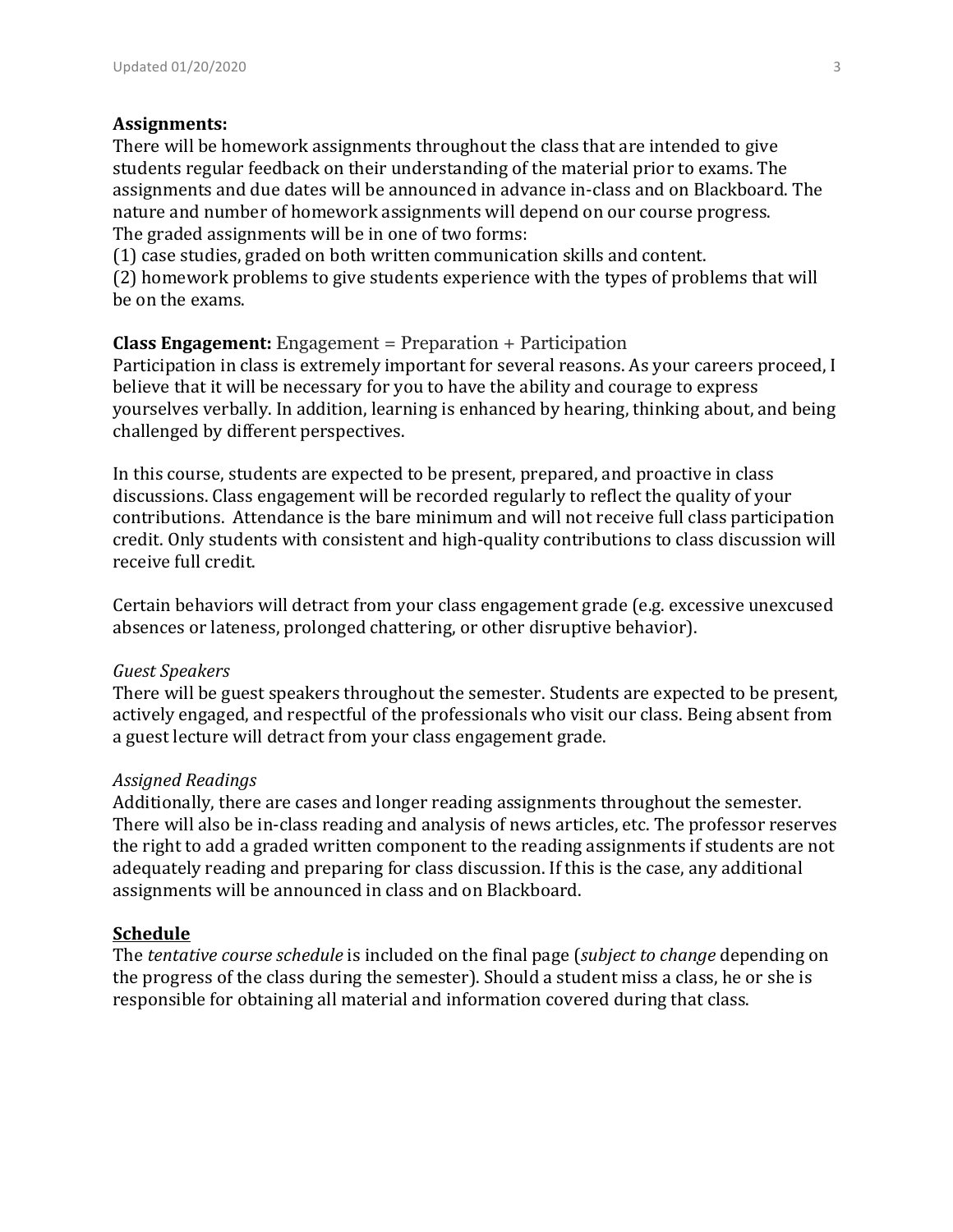**Assignments:**
There will be homework assignments throughout the class that are intended to give students regular feedback on their understanding of the material prior to exams. The assignments and due dates will be announced in advance in-class and on Blackboard. The nature and number of homework assignments will depend on our course progress. The graded assignments will be in one of two forms:
(1) case studies, graded on both written communication skills and content.
(2) homework problems to give students experience with the types of problems that will be on the exams.

**Class Engagement:** Engagement = Preparation + Participation
Participation in class is extremely important for several reasons. As your careers proceed, I believe that it will be necessary for you to have the ability and courage to express yourselves verbally. In addition, learning is enhanced by hearing, thinking about, and being challenged by different perspectives.

In this course, students are expected to be present, prepared, and proactive in class discussions. Class engagement will be recorded regularly to reflect the quality of your contributions. Attendance is the bare minimum and will not receive full class participation credit. Only students with consistent and high-quality contributions to class discussion will receive full credit.

Certain behaviors will detract from your class engagement grade (e.g. excessive unexcused absences or lateness, prolonged chattering, or other disruptive behavior).

*Guest Speakers*
There will be guest speakers throughout the semester. Students are expected to be present, actively engaged, and respectful of the professionals who visit our class. Being absent from a guest lecture will detract from your class engagement grade.

*Assigned Readings*
Additionally, there are cases and longer reading assignments throughout the semester. There will also be in-class reading and analysis of news articles, etc. The professor reserves the right to add a graded written component to the reading assignments if students are not adequately reading and preparing for class discussion. If this is the case, any additional assignments will be announced in class and on Blackboard.

## Schedule

The *tentative course schedule* is included on the final page (*subject to change* depending on the progress of the class during the semester). Should a student miss a class, he or she is responsible for obtaining all material and information covered during that class.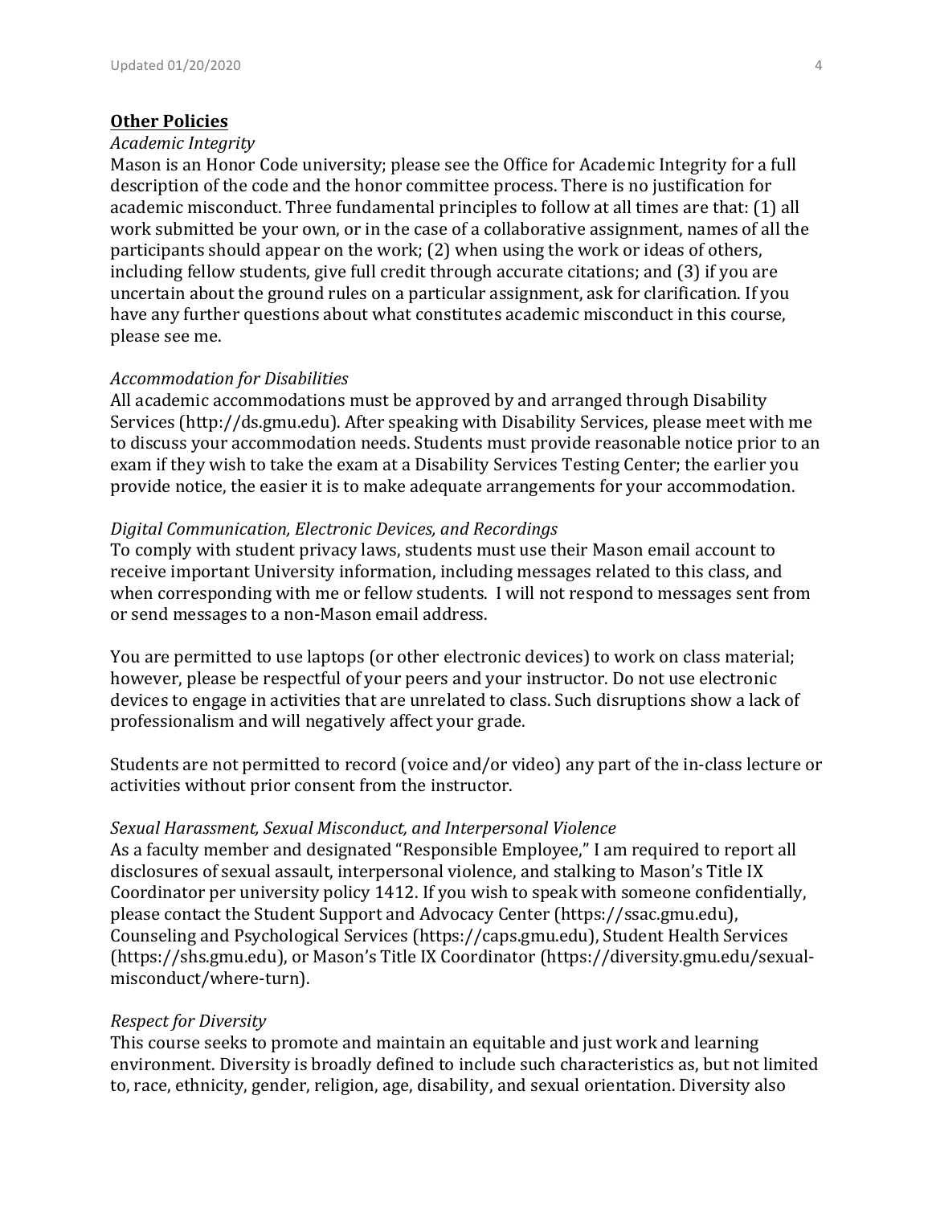**Other Policies**

*Academic Integrity*

Mason is an Honor Code university; please see the Office for Academic Integrity for a full description of the code and the honor committee process. There is no justification for academic misconduct. Three fundamental principles to follow at all times are that: (1) all work submitted be your own, or in the case of a collaborative assignment, names of all the participants should appear on the work; (2) when using the work or ideas of others, including fellow students, give full credit through accurate citations; and (3) if you are uncertain about the ground rules on a particular assignment, ask for clarification. If you have any further questions about what constitutes academic misconduct in this course, please see me.

*Accommodation for Disabilities*

All academic accommodations must be approved by and arranged through Disability Services (http://ds.gmu.edu). After speaking with Disability Services, please meet with me to discuss your accommodation needs. Students must provide reasonable notice prior to an exam if they wish to take the exam at a Disability Services Testing Center; the earlier you provide notice, the easier it is to make adequate arrangements for your accommodation.

*Digital Communication, Electronic Devices, and Recordings*

To comply with student privacy laws, students must use their Mason email account to receive important University information, including messages related to this class, and when corresponding with me or fellow students. I will not respond to messages sent from or send messages to a non-Mason email address.

You are permitted to use laptops (or other electronic devices) to work on class material; however, please be respectful of your peers and your instructor. Do not use electronic devices to engage in activities that are unrelated to class. Such disruptions show a lack of professionalism and will negatively affect your grade.

Students are not permitted to record (voice and/or video) any part of the in-class lecture or activities without prior consent from the instructor.

*Sexual Harassment, Sexual Misconduct, and Interpersonal Violence*

As a faculty member and designated "Responsible Employee," I am required to report all disclosures of sexual assault, interpersonal violence, and stalking to Mason's Title IX Coordinator per university policy 1412. If you wish to speak with someone confidentially, please contact the Student Support and Advocacy Center (https://ssac.gmu.edu), Counseling and Psychological Services (https://caps.gmu.edu), Student Health Services (https://shs.gmu.edu), or Mason's Title IX Coordinator (https://diversity.gmu.edu/sexual-misconduct/where-turn).

*Respect for Diversity*

This course seeks to promote and maintain an equitable and just work and learning environment. Diversity is broadly defined to include such characteristics as, but not limited to, race, ethnicity, gender, religion, age, disability, and sexual orientation. Diversity also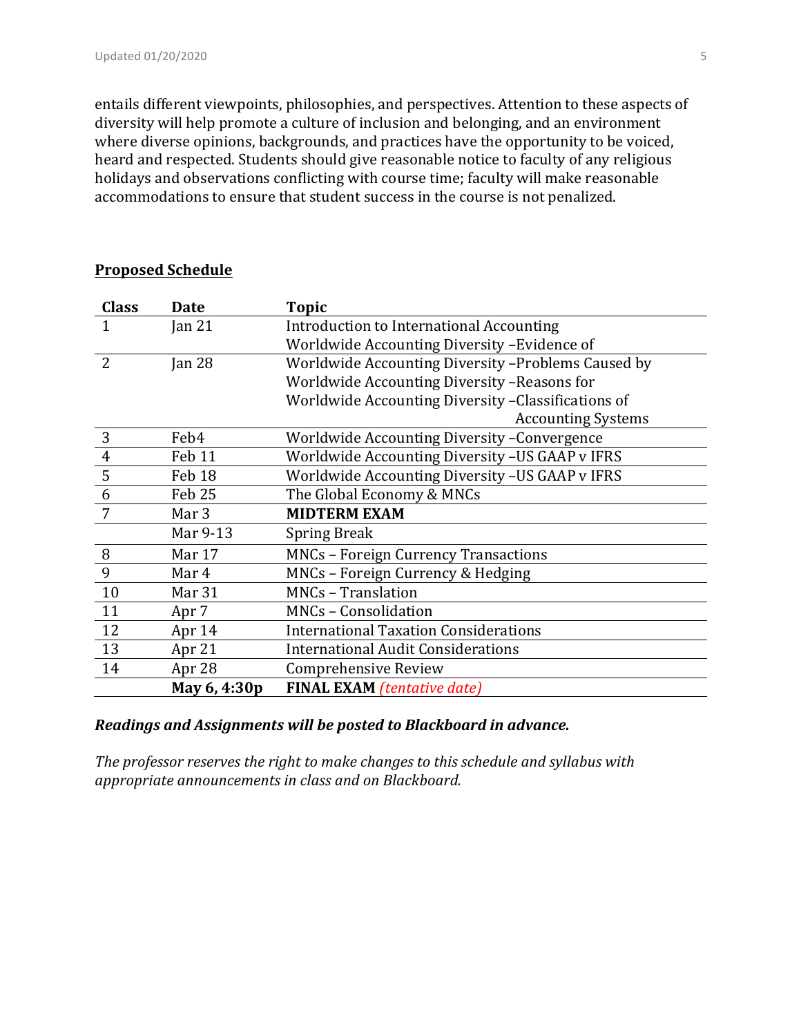entails different viewpoints, philosophies, and perspectives. Attention to these aspects of diversity will help promote a culture of inclusion and belonging, and an environment where diverse opinions, backgrounds, and practices have the opportunity to be voiced, heard and respected. Students should give reasonable notice to faculty of any religious holidays and observations conflicting with course time; faculty will make reasonable accommodations to ensure that student success in the course is not penalized.

## Proposed Schedule

| Class | Date | Topic |
|---|---|---|
| 1 | Jan 21 | Introduction to International Accounting<br>Worldwide Accounting Diversity –Evidence of |
| 2 | Jan 28 | Worldwide Accounting Diversity –Problems Caused by<br>Worldwide Accounting Diversity –Reasons for<br>Worldwide Accounting Diversity –Classifications of Accounting Systems |
| 3 | Feb4 | Worldwide Accounting Diversity –Convergence |
| 4 | Feb 11 | Worldwide Accounting Diversity –US GAAP v IFRS |
| 5 | Feb 18 | Worldwide Accounting Diversity –US GAAP v IFRS |
| 6 | Feb 25 | The Global Economy & MNCs |
| 7 | Mar 3 | **MIDTERM EXAM** |
| | Mar 9-13 | Spring Break |
| 8 | Mar 17 | MNCs – Foreign Currency Transactions |
| 9 | Mar 4 | MNCs – Foreign Currency & Hedging |
| 10 | Mar 31 | MNCs – Translation |
| 11 | Apr 7 | MNCs – Consolidation |
| 12 | Apr 14 | International Taxation Considerations |
| 13 | Apr 21 | International Audit Considerations |
| 14 | Apr 28 | Comprehensive Review |
| | **May 6, 4:30p** | **FINAL EXAM** *(tentative date)* |

***Readings and Assignments will be posted to Blackboard in advance.***

*The professor reserves the right to make changes to this schedule and syllabus with appropriate announcements in class and on Blackboard.*